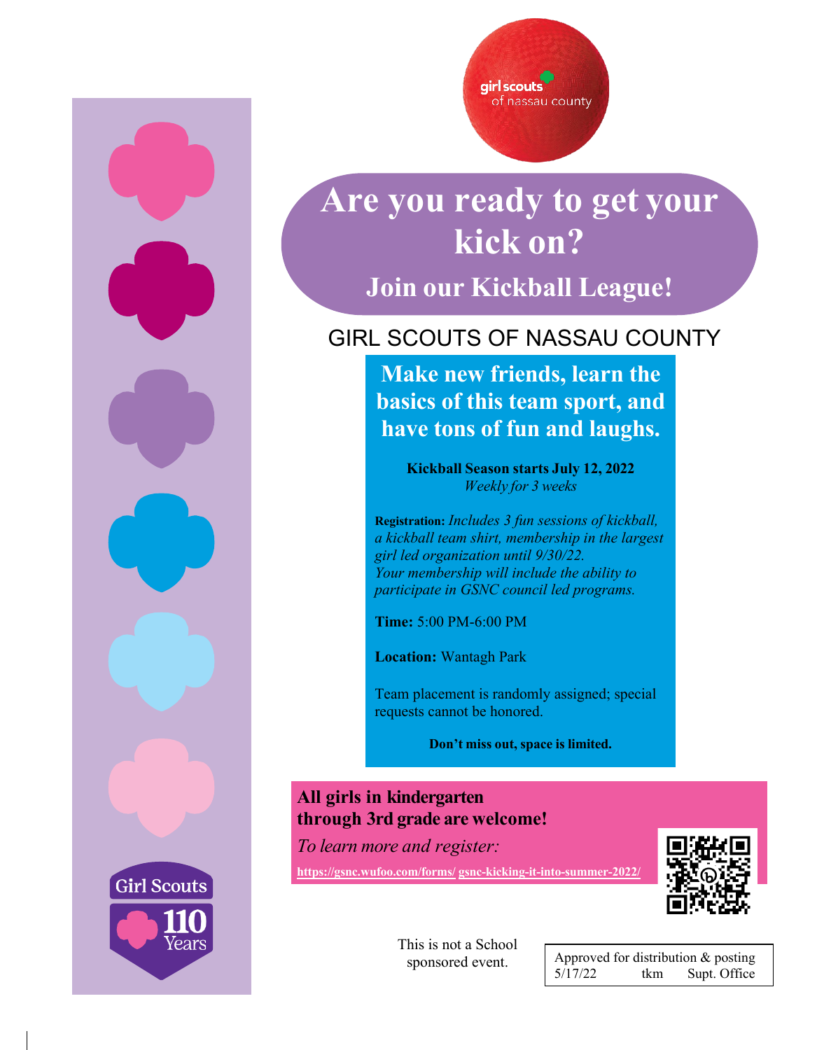girl scouts of nassau county

# Are you ready to get your kick on?

## Join our Kickball League!

GIRL SCOUTS OF NASSAU COUNTY

**Make new friends, learn the basics of this team sport, and have tons of fun and laughs.**

**Kickball Season starts July 12, 2022**
*Weekly for 3 weeks*

**Registration:** *Includes 3 fun sessions of kickball, a kickball team shirt, membership in the largest girl led organization until 9/30/22. Your membership will include the ability to participate in GSNC council led programs.*

**Time:** 5:00 PM-6:00 PM

**Location:** Wantagh Park

Team placement is randomly assigned; special requests cannot be honored.

**Don't miss out, space is limited.**

**All girls in kindergarten through 3rd grade are welcome!**

*To learn more and register:*

https://gsnc.wufoo.com/forms/ gsnc-kicking-it-into-summer-2022/

Girl Scouts 110 Years

This is not a School sponsored event.

Approved for distribution & posting
5/17/22 tkm Supt. Office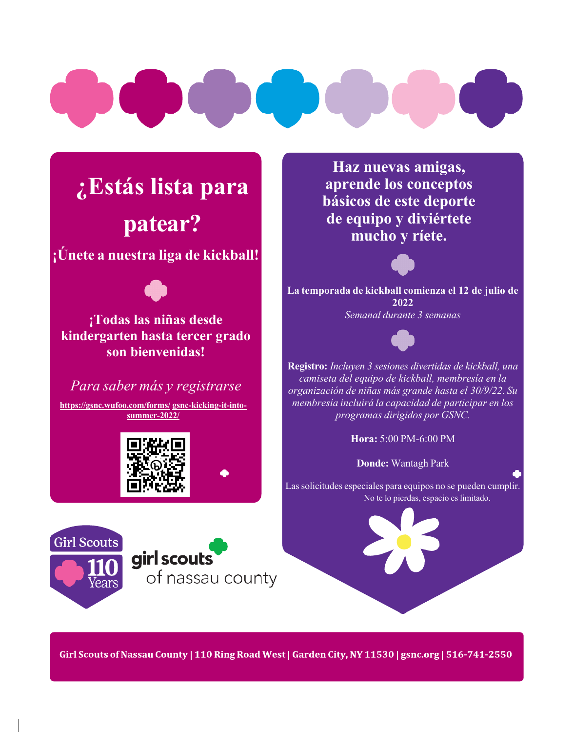# ¿Estás lista para patear?

**¡Únete a nuestra liga de kickball!**

**¡Todas las niñas desde kindergarten hasta tercer grado son bienvenidas!**

*Para saber más y registrarse*

**https://gsnc.wufoo.com/forms/ gsnc-kicking-it-into-summer-2022/**

## Haz nuevas amigas, aprende los conceptos básicos de este deporte de equipo y diviértete mucho y ríete.

**La temporada de kickball comienza el 12 de julio de 2022**
*Semanal durante 3 semanas*

**Registro:** *Incluyen 3 sesiones divertidas de kickball, una camiseta del equipo de kickball, membresía en la organización de niñas más grande hasta el 30/9/22. Su membresía incluirá la capacidad de participar en los programas dirigidos por GSNC.*

**Hora:** 5:00 PM-6:00 PM

**Donde:** Wantagh Park

Las solicitudes especiales para equipos no se pueden cumplir.
No te lo pierdas, espacio es limitado.

Girl Scouts 110 Years

girl scouts of nassau county

**Girl Scouts of Nassau County | 110 Ring Road West | Garden City, NY 11530 | gsnc.org | 516-741-2550**